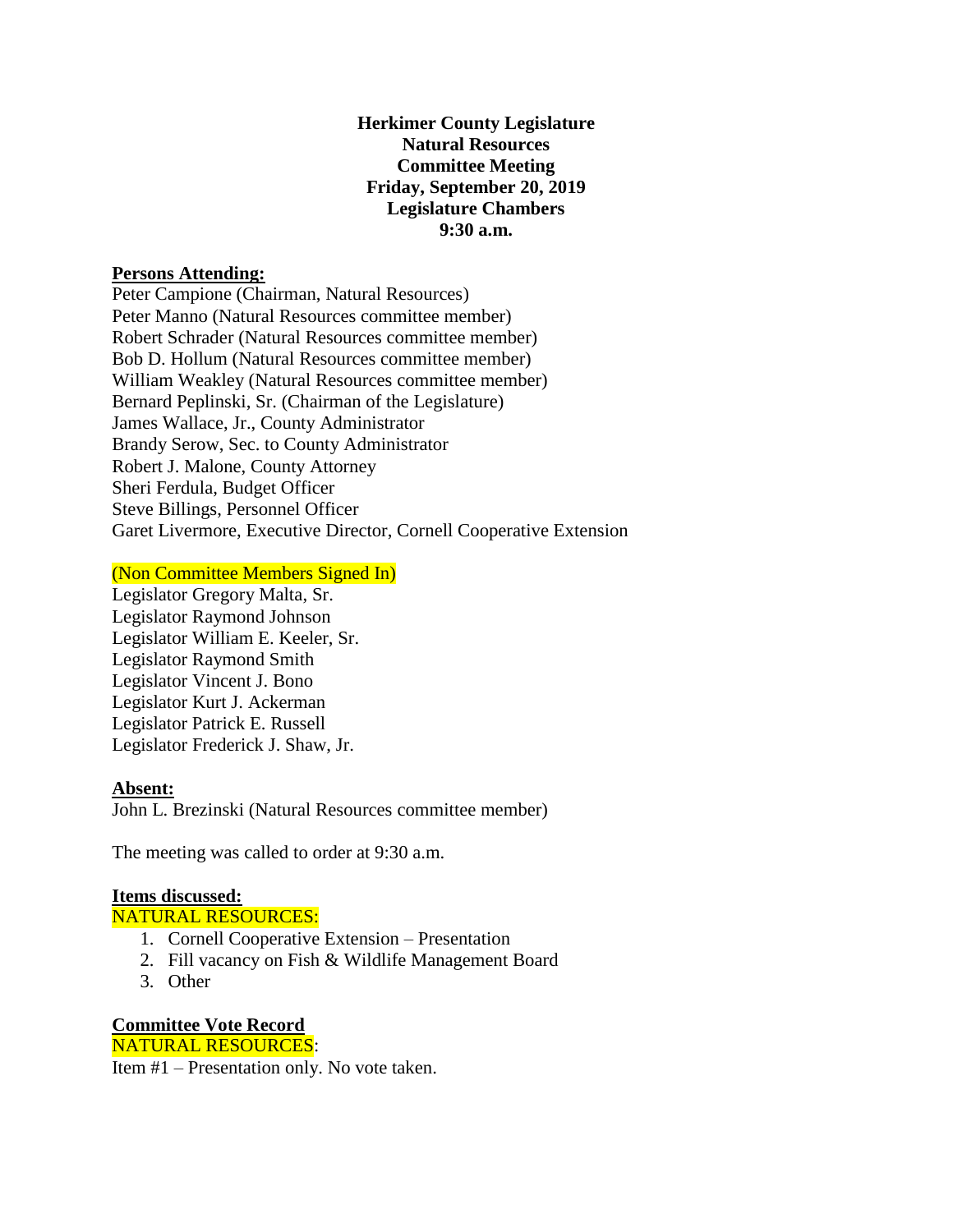**Herkimer County Legislature**
**Natural Resources**
**Committee Meeting**
**Friday, September 20, 2019**
**Legislature Chambers**
**9:30 a.m.**

**Persons Attending:**

Peter Campione (Chairman, Natural Resources)
Peter Manno (Natural Resources committee member)
Robert Schrader (Natural Resources committee member)
Bob D. Hollum (Natural Resources committee member)
William Weakley (Natural Resources committee member)
Bernard Peplinski, Sr. (Chairman of the Legislature)
James Wallace, Jr., County Administrator
Brandy Serow, Sec. to County Administrator
Robert J. Malone, County Attorney
Sheri Ferdula, Budget Officer
Steve Billings, Personnel Officer
Garet Livermore, Executive Director, Cornell Cooperative Extension

(Non Committee Members Signed In)

Legislator Gregory Malta, Sr.
Legislator Raymond Johnson
Legislator William E. Keeler, Sr.
Legislator Raymond Smith
Legislator Vincent J. Bono
Legislator Kurt J. Ackerman
Legislator Patrick E. Russell
Legislator Frederick J. Shaw, Jr.

**Absent:**

John L. Brezinski (Natural Resources committee member)

The meeting was called to order at 9:30 a.m.

**Items discussed:**

NATURAL RESOURCES:

1. Cornell Cooperative Extension – Presentation
2. Fill vacancy on Fish & Wildlife Management Board
3. Other

**Committee Vote Record**

NATURAL RESOURCES:

Item #1 – Presentation only. No vote taken.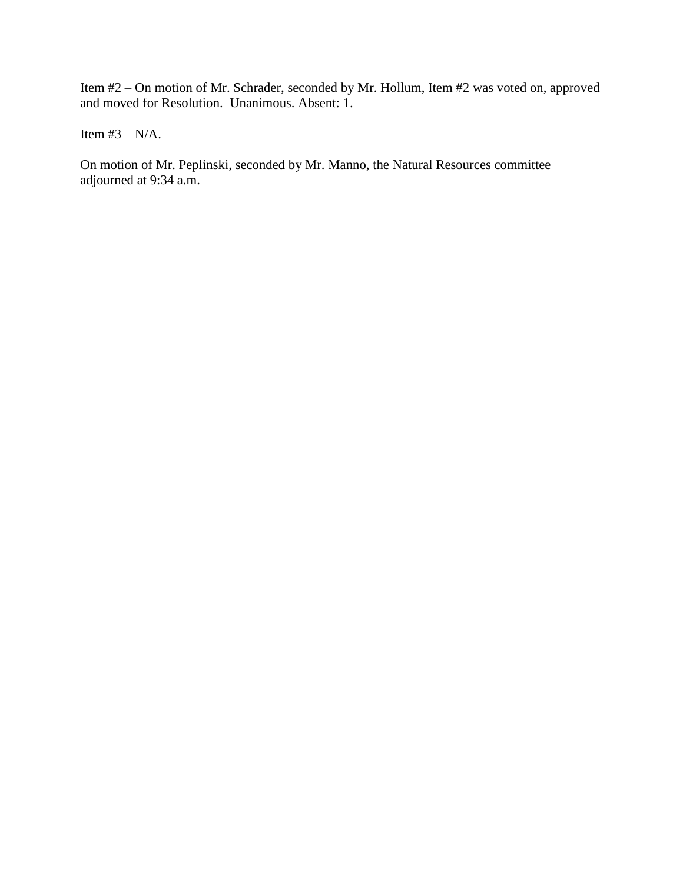Item #2 – On motion of Mr. Schrader, seconded by Mr. Hollum, Item #2 was voted on, approved and moved for Resolution. Unanimous. Absent: 1.

Item #3 – N/A.

On motion of Mr. Peplinski, seconded by Mr. Manno, the Natural Resources committee adjourned at 9:34 a.m.